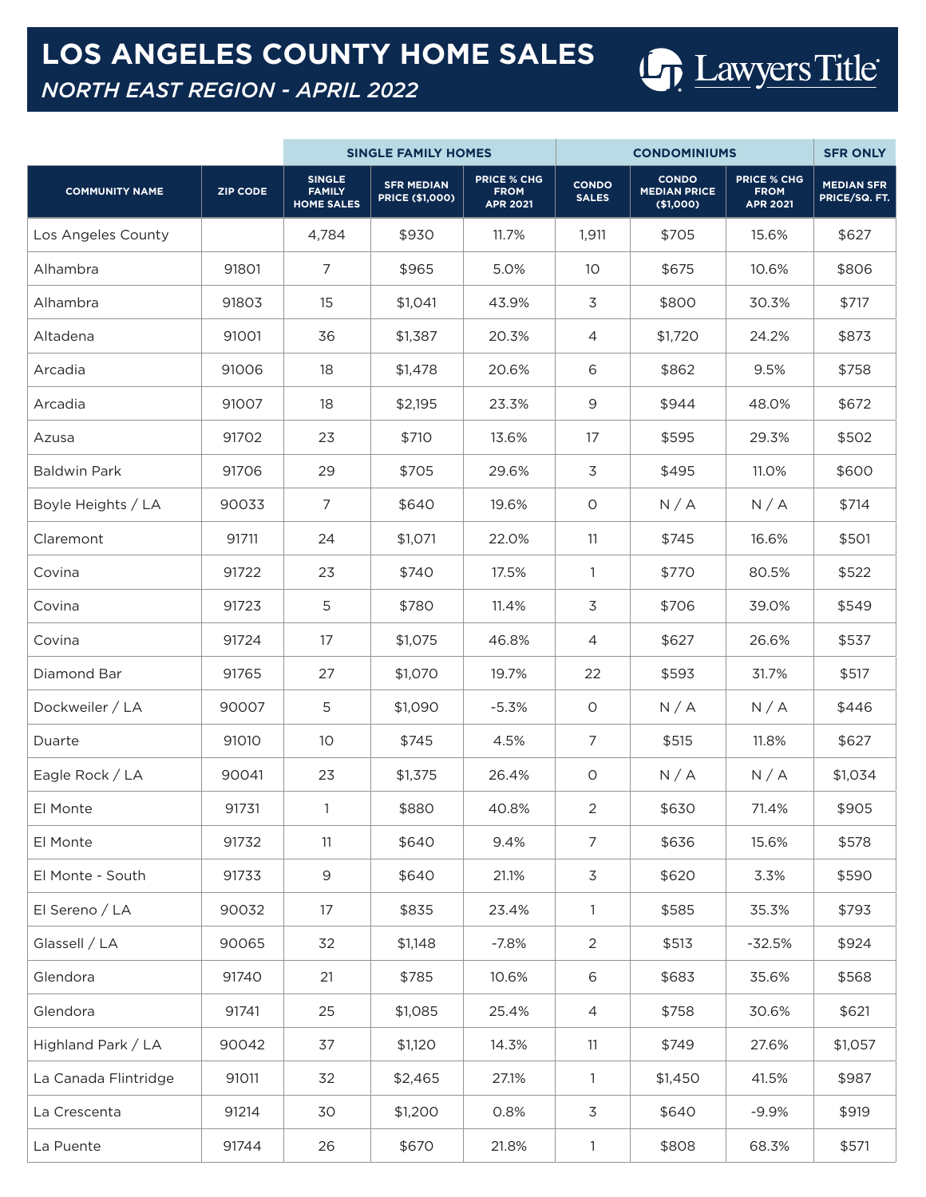# LOS ANGELES COUNTY HOME SALES

## *NORTH EAST REGION - APRIL 2022*

Lawyers Title

| | | SINGLE FAMILY HOMES | | | CONDOMINIUMS | | | SFR ONLY |
|---|---|---|---|---|---|---|---|---|
| COMMUNITY NAME | ZIP CODE | SINGLE FAMILY HOME SALES | SFR MEDIAN PRICE ($1,000) | PRICE % CHG FROM APR 2021 | CONDO SALES | CONDO MEDIAN PRICE ($1,000) | PRICE % CHG FROM APR 2021 | MEDIAN SFR PRICE/SQ. FT. |
| Los Angeles County | | 4,784 | $930 | 11.7% | 1,911 | $705 | 15.6% | $627 |
| Alhambra | 91801 | 7 | $965 | 5.0% | 10 | $675 | 10.6% | $806 |
| Alhambra | 91803 | 15 | $1,041 | 43.9% | 3 | $800 | 30.3% | $717 |
| Altadena | 91001 | 36 | $1,387 | 20.3% | 4 | $1,720 | 24.2% | $873 |
| Arcadia | 91006 | 18 | $1,478 | 20.6% | 6 | $862 | 9.5% | $758 |
| Arcadia | 91007 | 18 | $2,195 | 23.3% | 9 | $944 | 48.0% | $672 |
| Azusa | 91702 | 23 | $710 | 13.6% | 17 | $595 | 29.3% | $502 |
| Baldwin Park | 91706 | 29 | $705 | 29.6% | 3 | $495 | 11.0% | $600 |
| Boyle Heights / LA | 90033 | 7 | $640 | 19.6% | 0 | N / A | N / A | $714 |
| Claremont | 91711 | 24 | $1,071 | 22.0% | 11 | $745 | 16.6% | $501 |
| Covina | 91722 | 23 | $740 | 17.5% | 1 | $770 | 80.5% | $522 |
| Covina | 91723 | 5 | $780 | 11.4% | 3 | $706 | 39.0% | $549 |
| Covina | 91724 | 17 | $1,075 | 46.8% | 4 | $627 | 26.6% | $537 |
| Diamond Bar | 91765 | 27 | $1,070 | 19.7% | 22 | $593 | 31.7% | $517 |
| Dockweiler / LA | 90007 | 5 | $1,090 | -5.3% | 0 | N / A | N / A | $446 |
| Duarte | 91010 | 10 | $745 | 4.5% | 7 | $515 | 11.8% | $627 |
| Eagle Rock / LA | 90041 | 23 | $1,375 | 26.4% | 0 | N / A | N / A | $1,034 |
| El Monte | 91731 | 1 | $880 | 40.8% | 2 | $630 | 71.4% | $905 |
| El Monte | 91732 | 11 | $640 | 9.4% | 7 | $636 | 15.6% | $578 |
| El Monte - South | 91733 | 9 | $640 | 21.1% | 3 | $620 | 3.3% | $590 |
| El Sereno / LA | 90032 | 17 | $835 | 23.4% | 1 | $585 | 35.3% | $793 |
| Glassell / LA | 90065 | 32 | $1,148 | -7.8% | 2 | $513 | -32.5% | $924 |
| Glendora | 91740 | 21 | $785 | 10.6% | 6 | $683 | 35.6% | $568 |
| Glendora | 91741 | 25 | $1,085 | 25.4% | 4 | $758 | 30.6% | $621 |
| Highland Park / LA | 90042 | 37 | $1,120 | 14.3% | 11 | $749 | 27.6% | $1,057 |
| La Canada Flintridge | 91011 | 32 | $2,465 | 27.1% | 1 | $1,450 | 41.5% | $987 |
| La Crescenta | 91214 | 30 | $1,200 | 0.8% | 3 | $640 | -9.9% | $919 |
| La Puente | 91744 | 26 | $670 | 21.8% | 1 | $808 | 68.3% | $571 |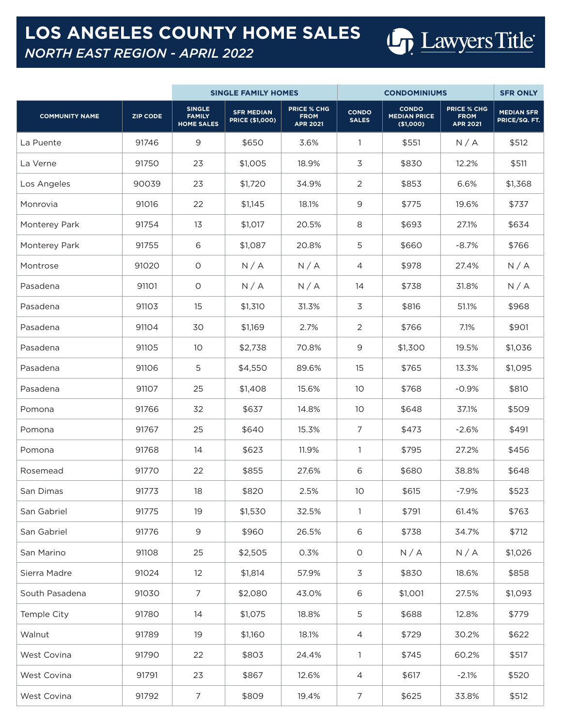# LOS ANGELES COUNTY HOME SALES

*NORTH EAST REGION - APRIL 2022*

Lawyers Title

| | | SINGLE FAMILY HOMES | | | CONDOMINIUMS | | | SFR ONLY |
|---|---|---|---|---|---|---|---|---|
| COMMUNITY NAME | ZIP CODE | SINGLE FAMILY HOME SALES | SFR MEDIAN PRICE ($1,000) | PRICE % CHG FROM APR 2021 | CONDO SALES | CONDO MEDIAN PRICE ($1,000) | PRICE % CHG FROM APR 2021 | MEDIAN SFR PRICE/SQ. FT. |
| La Puente | 91746 | 9 | $650 | 3.6% | 1 | $551 | N / A | $512 |
| La Verne | 91750 | 23 | $1,005 | 18.9% | 3 | $830 | 12.2% | $511 |
| Los Angeles | 90039 | 23 | $1,720 | 34.9% | 2 | $853 | 6.6% | $1,368 |
| Monrovia | 91016 | 22 | $1,145 | 18.1% | 9 | $775 | 19.6% | $737 |
| Monterey Park | 91754 | 13 | $1,017 | 20.5% | 8 | $693 | 27.1% | $634 |
| Monterey Park | 91755 | 6 | $1,087 | 20.8% | 5 | $660 | -8.7% | $766 |
| Montrose | 91020 | 0 | N / A | N / A | 4 | $978 | 27.4% | N / A |
| Pasadena | 91101 | 0 | N / A | N / A | 14 | $738 | 31.8% | N / A |
| Pasadena | 91103 | 15 | $1,310 | 31.3% | 3 | $816 | 51.1% | $968 |
| Pasadena | 91104 | 30 | $1,169 | 2.7% | 2 | $766 | 7.1% | $901 |
| Pasadena | 91105 | 10 | $2,738 | 70.8% | 9 | $1,300 | 19.5% | $1,036 |
| Pasadena | 91106 | 5 | $4,550 | 89.6% | 15 | $765 | 13.3% | $1,095 |
| Pasadena | 91107 | 25 | $1,408 | 15.6% | 10 | $768 | -0.9% | $810 |
| Pomona | 91766 | 32 | $637 | 14.8% | 10 | $648 | 37.1% | $509 |
| Pomona | 91767 | 25 | $640 | 15.3% | 7 | $473 | -2.6% | $491 |
| Pomona | 91768 | 14 | $623 | 11.9% | 1 | $795 | 27.2% | $456 |
| Rosemead | 91770 | 22 | $855 | 27.6% | 6 | $680 | 38.8% | $648 |
| San Dimas | 91773 | 18 | $820 | 2.5% | 10 | $615 | -7.9% | $523 |
| San Gabriel | 91775 | 19 | $1,530 | 32.5% | 1 | $791 | 61.4% | $763 |
| San Gabriel | 91776 | 9 | $960 | 26.5% | 6 | $738 | 34.7% | $712 |
| San Marino | 91108 | 25 | $2,505 | 0.3% | 0 | N / A | N / A | $1,026 |
| Sierra Madre | 91024 | 12 | $1,814 | 57.9% | 3 | $830 | 18.6% | $858 |
| South Pasadena | 91030 | 7 | $2,080 | 43.0% | 6 | $1,001 | 27.5% | $1,093 |
| Temple City | 91780 | 14 | $1,075 | 18.8% | 5 | $688 | 12.8% | $779 |
| Walnut | 91789 | 19 | $1,160 | 18.1% | 4 | $729 | 30.2% | $622 |
| West Covina | 91790 | 22 | $803 | 24.4% | 1 | $745 | 60.2% | $517 |
| West Covina | 91791 | 23 | $867 | 12.6% | 4 | $617 | -2.1% | $520 |
| West Covina | 91792 | 7 | $809 | 19.4% | 7 | $625 | 33.8% | $512 |